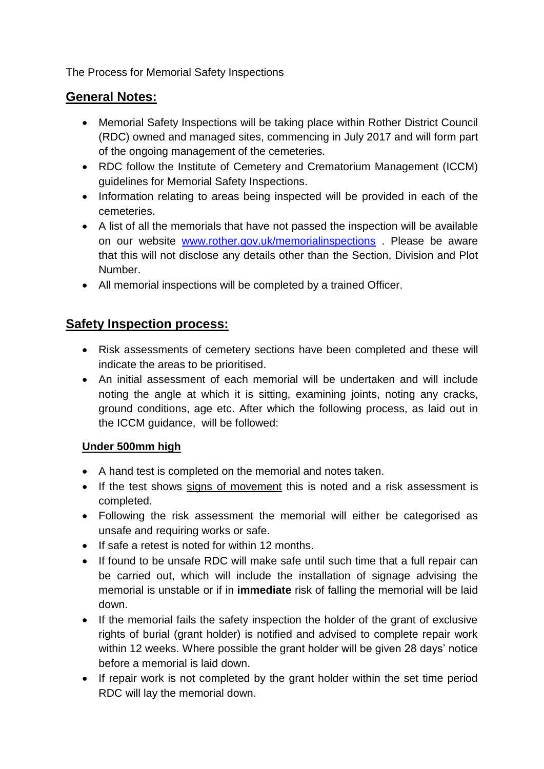The Process for Memorial Safety Inspections

## General Notes:

- Memorial Safety Inspections will be taking place within Rother District Council (RDC) owned and managed sites, commencing in July 2017 and will form part of the ongoing management of the cemeteries.
- RDC follow the Institute of Cemetery and Crematorium Management (ICCM) guidelines for Memorial Safety Inspections.
- Information relating to areas being inspected will be provided in each of the cemeteries.
- A list of all the memorials that have not passed the inspection will be available on our website [www.rother.gov.uk/memorialinspections](http://www.rother.gov.uk/memorialinspections) . Please be aware that this will not disclose any details other than the Section, Division and Plot Number.
- All memorial inspections will be completed by a trained Officer.

## Safety Inspection process:

- Risk assessments of cemetery sections have been completed and these will indicate the areas to be prioritised.
- An initial assessment of each memorial will be undertaken and will include noting the angle at which it is sitting, examining joints, noting any cracks, ground conditions, age etc. After which the following process, as laid out in the ICCM guidance, will be followed:

### Under 500mm high

- A hand test is completed on the memorial and notes taken.
- If the test shows signs of movement this is noted and a risk assessment is completed.
- Following the risk assessment the memorial will either be categorised as unsafe and requiring works or safe.
- If safe a retest is noted for within 12 months.
- If found to be unsafe RDC will make safe until such time that a full repair can be carried out, which will include the installation of signage advising the memorial is unstable or if in **immediate** risk of falling the memorial will be laid down.
- If the memorial fails the safety inspection the holder of the grant of exclusive rights of burial (grant holder) is notified and advised to complete repair work within 12 weeks. Where possible the grant holder will be given 28 days' notice before a memorial is laid down.
- If repair work is not completed by the grant holder within the set time period RDC will lay the memorial down.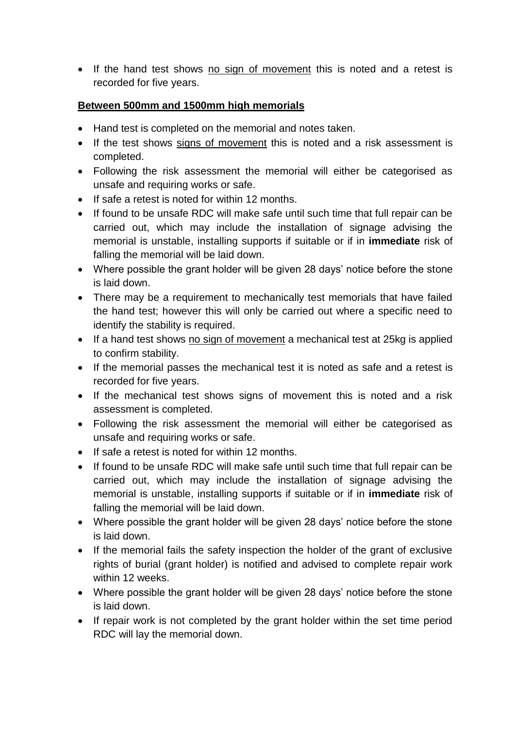- If the hand test shows <u>no sign of movement</u> this is noted and a retest is recorded for five years.

**<u>Between 500mm and 1500mm high memorials</u>**

- Hand test is completed on the memorial and notes taken.
- If the test shows <u>signs of movement</u> this is noted and a risk assessment is completed.
- Following the risk assessment the memorial will either be categorised as unsafe and requiring works or safe.
- If safe a retest is noted for within 12 months.
- If found to be unsafe RDC will make safe until such time that full repair can be carried out, which may include the installation of signage advising the memorial is unstable, installing supports if suitable or if in **immediate** risk of falling the memorial will be laid down.
- Where possible the grant holder will be given 28 days' notice before the stone is laid down.
- There may be a requirement to mechanically test memorials that have failed the hand test; however this will only be carried out where a specific need to identify the stability is required.
- If a hand test shows <u>no sign of movement</u> a mechanical test at 25kg is applied to confirm stability.
- If the memorial passes the mechanical test it is noted as safe and a retest is recorded for five years.
- If the mechanical test shows signs of movement this is noted and a risk assessment is completed.
- Following the risk assessment the memorial will either be categorised as unsafe and requiring works or safe.
- If safe a retest is noted for within 12 months.
- If found to be unsafe RDC will make safe until such time that full repair can be carried out, which may include the installation of signage advising the memorial is unstable, installing supports if suitable or if in **immediate** risk of falling the memorial will be laid down.
- Where possible the grant holder will be given 28 days' notice before the stone is laid down.
- If the memorial fails the safety inspection the holder of the grant of exclusive rights of burial (grant holder) is notified and advised to complete repair work within 12 weeks.
- Where possible the grant holder will be given 28 days' notice before the stone is laid down.
- If repair work is not completed by the grant holder within the set time period RDC will lay the memorial down.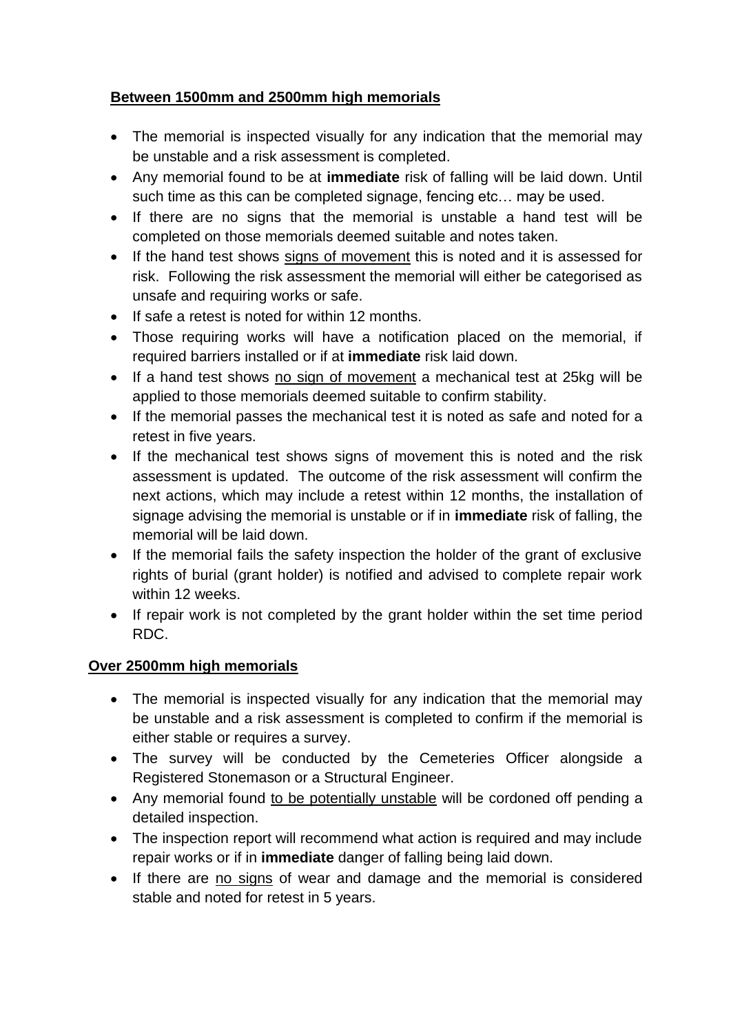**<u>Between 1500mm and 2500mm high memorials</u>**

- The memorial is inspected visually for any indication that the memorial may be unstable and a risk assessment is completed.
- Any memorial found to be at **immediate** risk of falling will be laid down. Until such time as this can be completed signage, fencing etc… may be used.
- If there are no signs that the memorial is unstable a hand test will be completed on those memorials deemed suitable and notes taken.
- If the hand test shows <u>signs of movement</u> this is noted and it is assessed for risk. Following the risk assessment the memorial will either be categorised as unsafe and requiring works or safe.
- If safe a retest is noted for within 12 months.
- Those requiring works will have a notification placed on the memorial, if required barriers installed or if at **immediate** risk laid down.
- If a hand test shows <u>no sign of movement</u> a mechanical test at 25kg will be applied to those memorials deemed suitable to confirm stability.
- If the memorial passes the mechanical test it is noted as safe and noted for a retest in five years.
- If the mechanical test shows signs of movement this is noted and the risk assessment is updated. The outcome of the risk assessment will confirm the next actions, which may include a retest within 12 months, the installation of signage advising the memorial is unstable or if in **immediate** risk of falling, the memorial will be laid down.
- If the memorial fails the safety inspection the holder of the grant of exclusive rights of burial (grant holder) is notified and advised to complete repair work within 12 weeks.
- If repair work is not completed by the grant holder within the set time period RDC.

**<u>Over 2500mm high memorials</u>**

- The memorial is inspected visually for any indication that the memorial may be unstable and a risk assessment is completed to confirm if the memorial is either stable or requires a survey.
- The survey will be conducted by the Cemeteries Officer alongside a Registered Stonemason or a Structural Engineer.
- Any memorial found <u>to be potentially unstable</u> will be cordoned off pending a detailed inspection.
- The inspection report will recommend what action is required and may include repair works or if in **immediate** danger of falling being laid down.
- If there are <u>no signs</u> of wear and damage and the memorial is considered stable and noted for retest in 5 years.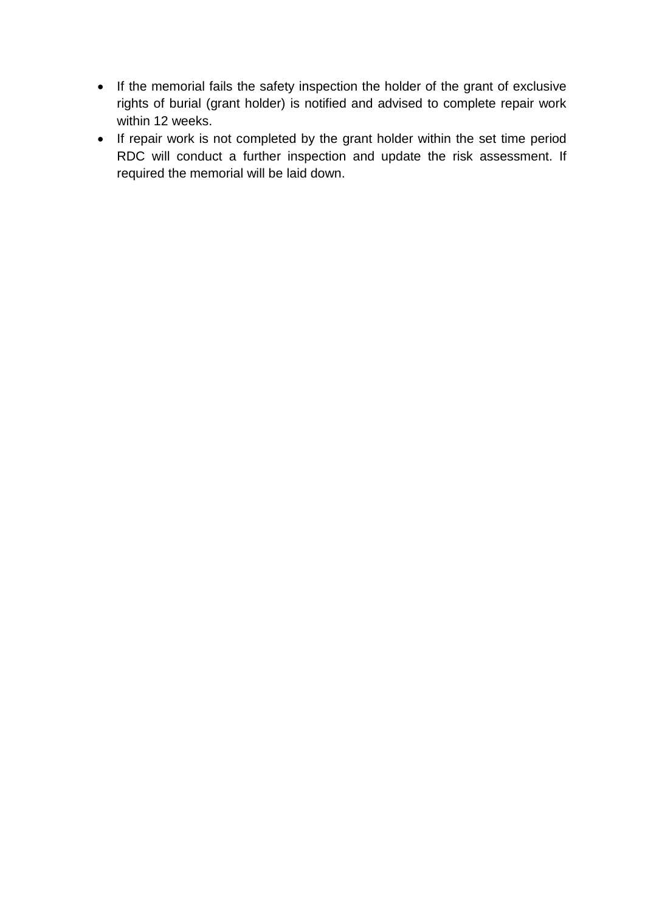- If the memorial fails the safety inspection the holder of the grant of exclusive rights of burial (grant holder) is notified and advised to complete repair work within 12 weeks.
- If repair work is not completed by the grant holder within the set time period RDC will conduct a further inspection and update the risk assessment. If required the memorial will be laid down.